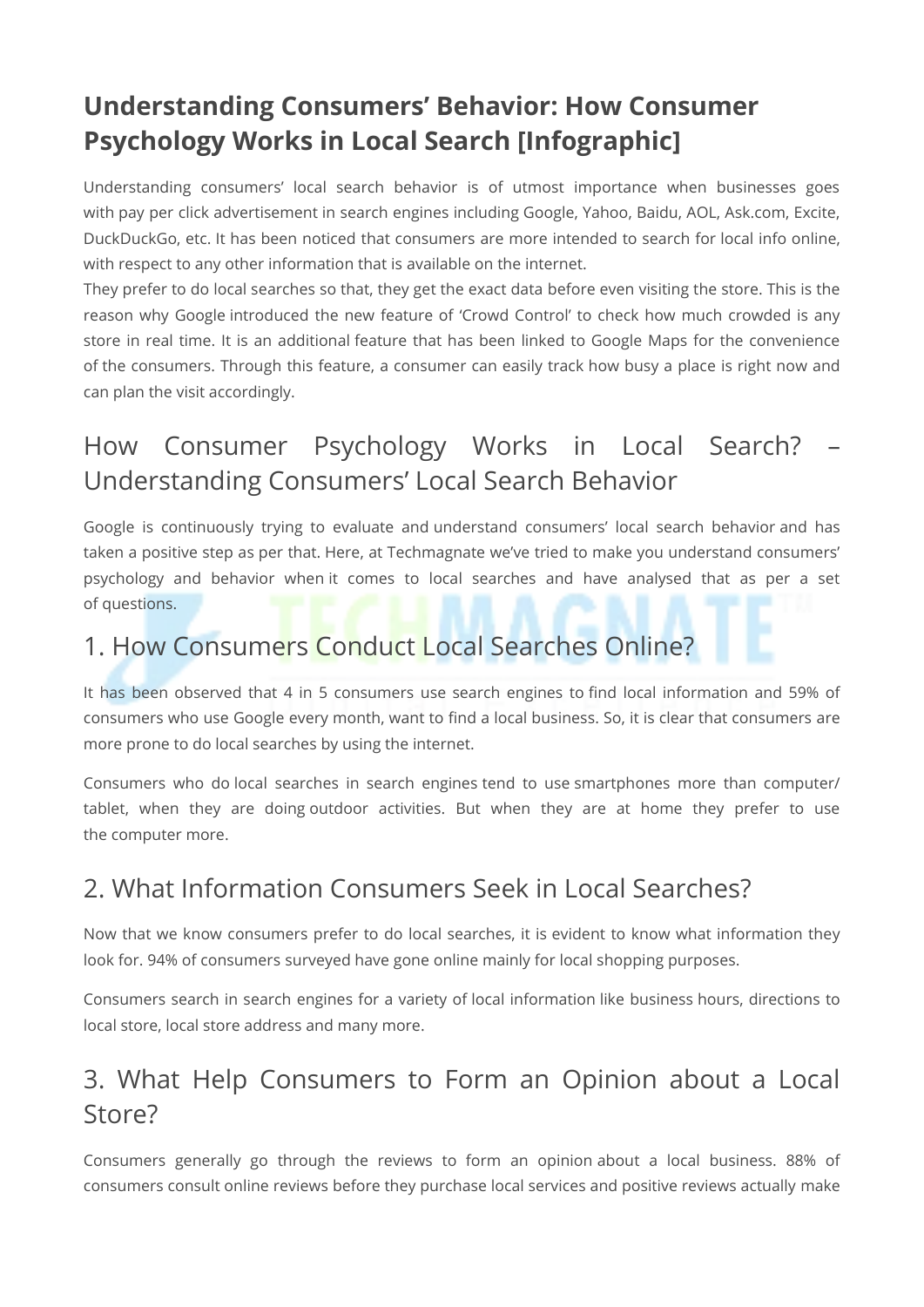# Understanding Consumers' Behavior: How Consumer Psychology Works in Local Search [Infographic]

Understanding consumers' local search behavior is of utmost importance when businesses goes with pay per click advertisement in search engines including Google, Yahoo, Baidu, AOL, Ask.com, Excite, DuckDuckGo, etc. It has been noticed that consumers are more intended to search for local info online, with respect to any other information that is available on the internet.

They prefer to do local searches so that, they get the exact data before even visiting the store. This is the reason why Google introduced the new feature of 'Crowd Control' to check how much crowded is any store in real time. It is an additional feature that has been linked to Google Maps for the convenience of the consumers. Through this feature, a consumer can easily track how busy a place is right now and can plan the visit accordingly.

## How Consumer Psychology Works in Local Search? – Understanding Consumers' Local Search Behavior

Google is continuously trying to evaluate and understand consumers' local search behavior and has taken a positive step as per that. Here, at Techmagnate we've tried to make you understand consumers' psychology and behavior when it comes to local searches and have analysed that as per a set of questions.

## 1. How Consumers Conduct Local Searches Online?

It has been observed that 4 in 5 consumers use search engines to find local information and 59% of consumers who use Google every month, want to find a local business. So, it is clear that consumers are more prone to do local searches by using the internet.

Consumers who do local searches in search engines tend to use smartphones more than computer/ tablet, when they are doing outdoor activities. But when they are at home they prefer to use the computer more.

## 2. What Information Consumers Seek in Local Searches?

Now that we know consumers prefer to do local searches, it is evident to know what information they look for. 94% of consumers surveyed have gone online mainly for local shopping purposes.

Consumers search in search engines for a variety of local information like business hours, directions to local store, local store address and many more.

## 3. What Help Consumers to Form an Opinion about a Local Store?

Consumers generally go through the reviews to form an opinion about a local business. 88% of consumers consult online reviews before they purchase local services and positive reviews actually make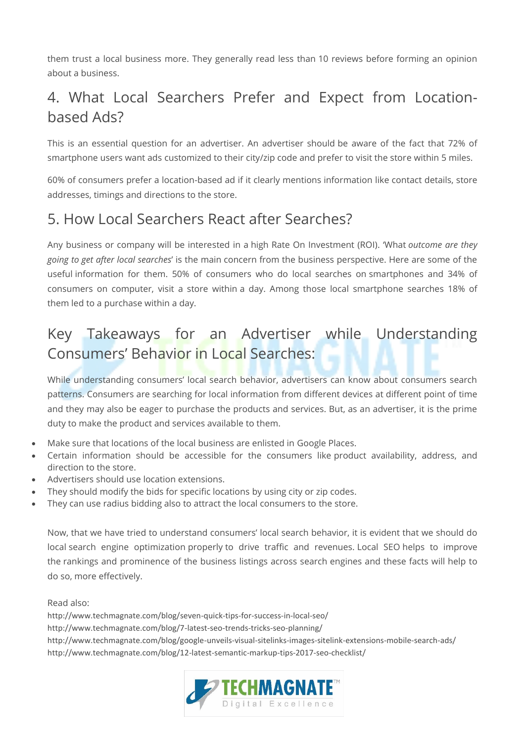them trust a local business more. They generally read less than 10 reviews before forming an opinion about a business.

## 4. What Local Searchers Prefer and Expect from Location-based Ads?

This is an essential question for an advertiser. An advertiser should be aware of the fact that 72% of smartphone users want ads customized to their city/zip code and prefer to visit the store within 5 miles.

60% of consumers prefer a location-based ad if it clearly mentions information like contact details, store addresses, timings and directions to the store.

## 5. How Local Searchers React after Searches?

Any business or company will be interested in a high Rate On Investment (ROI). 'What *outcome are they going to get after local searches*' is the main concern from the business perspective. Here are some of the useful information for them. 50% of consumers who do local searches on smartphones and 34% of consumers on computer, visit a store within a day. Among those local smartphone searches 18% of them led to a purchase within a day.

## Key Takeaways for an Advertiser while Understanding Consumers' Behavior in Local Searches:

While understanding consumers' local search behavior, advertisers can know about consumers search patterns. Consumers are searching for local information from different devices at different point of time and they may also be eager to purchase the products and services. But, as an advertiser, it is the prime duty to make the product and services available to them.

- Make sure that locations of the local business are enlisted in Google Places.
- Certain information should be accessible for the consumers like product availability, address, and direction to the store.
- Advertisers should use location extensions.
- They should modify the bids for specific locations by using city or zip codes.
- They can use radius bidding also to attract the local consumers to the store.

Now, that we have tried to understand consumers' local search behavior, it is evident that we should do local search engine optimization properly to drive traffic and revenues. Local SEO helps to improve the rankings and prominence of the business listings across search engines and these facts will help to do so, more effectively.

Read also:
http://www.techmagnate.com/blog/seven-quick-tips-for-success-in-local-seo/
http://www.techmagnate.com/blog/7-latest-seo-trends-tricks-seo-planning/
http://www.techmagnate.com/blog/google-unveils-visual-sitelinks-images-sitelink-extensions-mobile-search-ads/
http://www.techmagnate.com/blog/12-latest-semantic-markup-tips-2017-seo-checklist/

TECHMAGNATE™
Digital Excellence